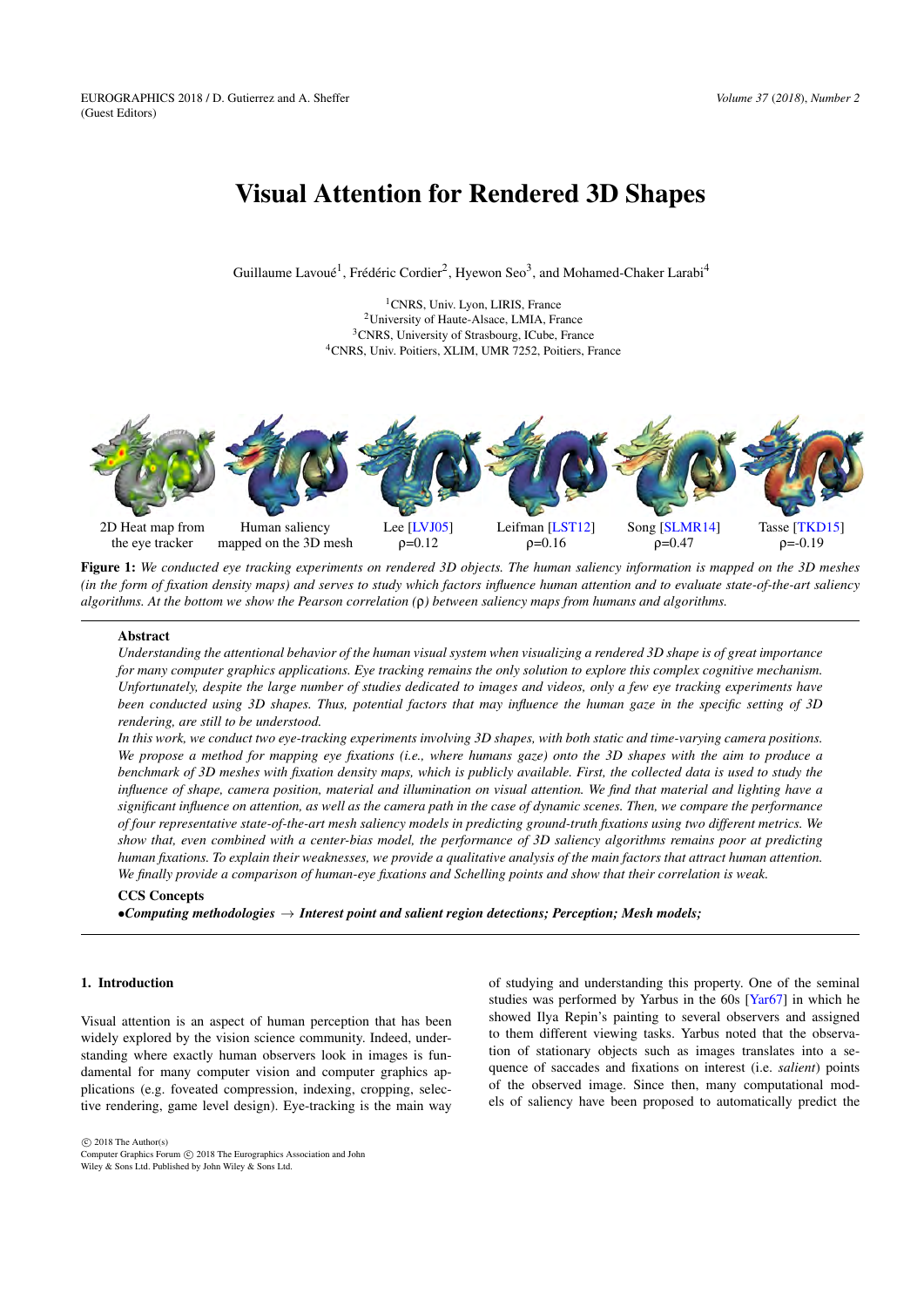# Visual Attention for Rendered 3D Shapes

Guillaume Lavoué[1], Frédéric Cordier[2], Hyewon Seo[3], and Mohamed-Chaker Larabi[4]

[1]CNRS, Univ. Lyon, LIRIS, France
[2]University of Haute-Alsace, LMIA, France
[3]CNRS, University of Strasbourg, ICube, France
[4]CNRS, Univ. Poitiers, XLIM, UMR 7252, Poitiers, France

| 2D Heat map from the eye tracker | Human saliency mapped on the 3D mesh | Lee [LVJ05] ρ=0.12 | Leifman [LST12] ρ=0.16 | Song [SLMR14] ρ=0.47 | Tasse [TKD15] ρ=-0.19 |
|---|---|---|---|---|---|

**Figure 1:** *We conducted eye tracking experiments on rendered 3D objects. The human saliency information is mapped on the 3D meshes (in the form of fixation density maps) and serves to study which factors influence human attention and to evaluate state-of-the-art saliency algorithms. At the bottom we show the Pearson correlation (ρ) between saliency maps from humans and algorithms.*

## Abstract

*Understanding the attentional behavior of the human visual system when visualizing a rendered 3D shape is of great importance for many computer graphics applications. Eye tracking remains the only solution to explore this complex cognitive mechanism. Unfortunately, despite the large number of studies dedicated to images and videos, only a few eye tracking experiments have been conducted using 3D shapes. Thus, potential factors that may influence the human gaze in the specific setting of 3D rendering, are still to be understood.*

*In this work, we conduct two eye-tracking experiments involving 3D shapes, with both static and time-varying camera positions. We propose a method for mapping eye fixations (i.e., where humans gaze) onto the 3D shapes with the aim to produce a benchmark of 3D meshes with fixation density maps, which is publicly available. First, the collected data is used to study the influence of shape, camera position, material and illumination on visual attention. We find that material and lighting have a significant influence on attention, as well as the camera path in the case of dynamic scenes. Then, we compare the performance of four representative state-of-the-art mesh saliency models in predicting ground-truth fixations using two different metrics. We show that, even combined with a center-bias model, the performance of 3D saliency algorithms remains poor at predicting human fixations. To explain their weaknesses, we provide a qualitative analysis of the main factors that attract human attention. We finally provide a comparison of human-eye fixations and Schelling points and show that their correlation is weak.*

### CCS Concepts

•*Computing methodologies → Interest point and salient region detections; Perception; Mesh models;*

## 1. Introduction

Visual attention is an aspect of human perception that has been widely explored by the vision science community. Indeed, understanding where exactly human observers look in images is fundamental for many computer vision and computer graphics applications (e.g. foveated compression, indexing, cropping, selective rendering, game level design). Eye-tracking is the main way of studying and understanding this property. One of the seminal studies was performed by Yarbus in the 60s [Yar67] in which he showed Ilya Repin's painting to several observers and assigned to them different viewing tasks. Yarbus noted that the observation of stationary objects such as images translates into a sequence of saccades and fixations on interest (i.e. *salient*) points of the observed image. Since then, many computational models of saliency have been proposed to automatically predict the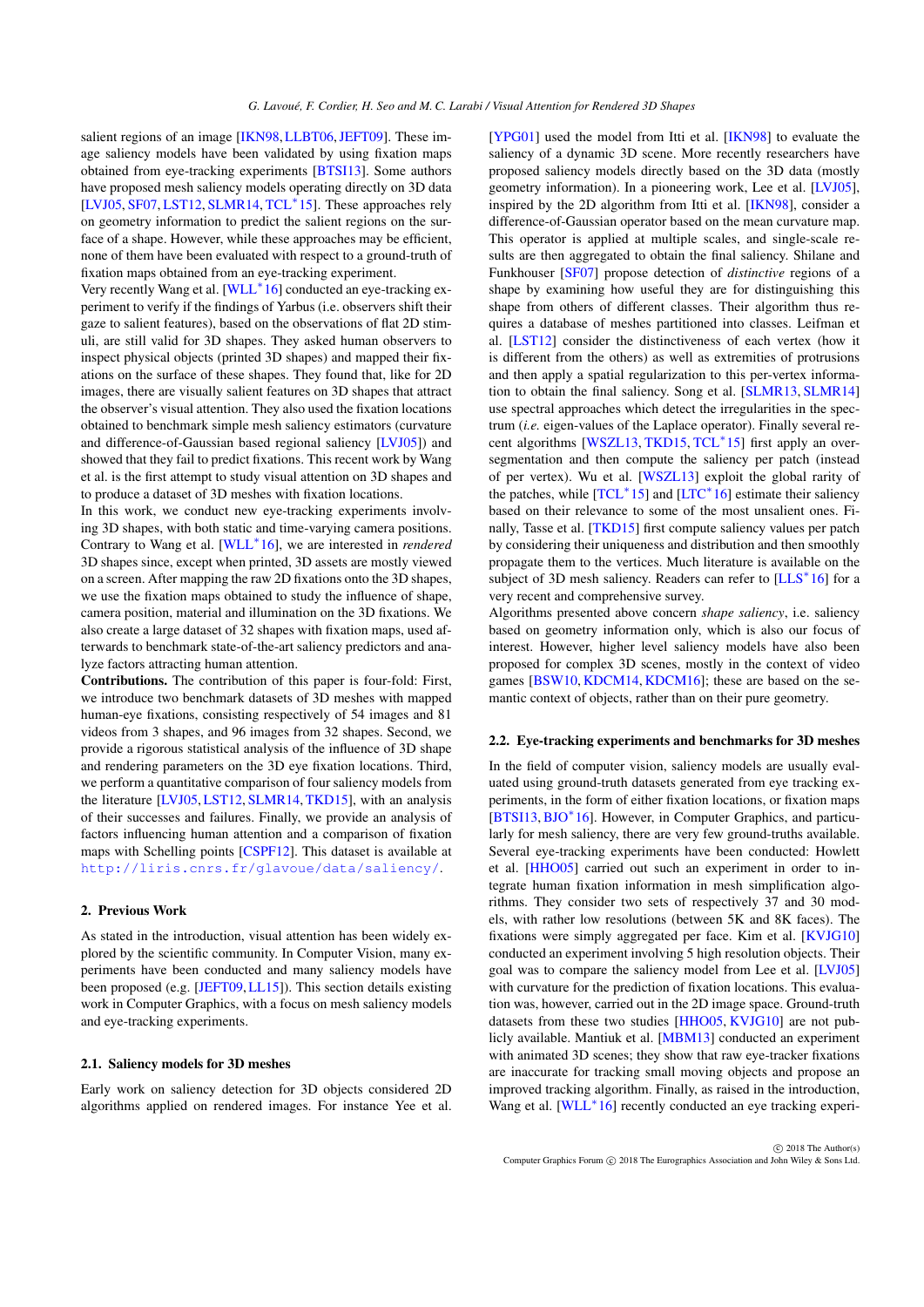salient regions of an image [IKN98, LLBT06, JEFT09]. These image saliency models have been validated by using fixation maps obtained from eye-tracking experiments [BTSI13]. Some authors have proposed mesh saliency models operating directly on 3D data [LVJ05, SF07, LST12, SLMR14, TCL*15]. These approaches rely on geometry information to predict the salient regions on the surface of a shape. However, while these approaches may be efficient, none of them have been evaluated with respect to a ground-truth of fixation maps obtained from an eye-tracking experiment.

Very recently Wang et al. [WLL*16] conducted an eye-tracking experiment to verify if the findings of Yarbus (i.e. observers shift their gaze to salient features), based on the observations of flat 2D stimuli, are still valid for 3D shapes. They asked human observers to inspect physical objects (printed 3D shapes) and mapped their fixations on the surface of these shapes. They found that, like for 2D images, there are visually salient features on 3D shapes that attract the observer's visual attention. They also used the fixation locations obtained to benchmark simple mesh saliency estimators (curvature and difference-of-Gaussian based regional saliency [LVJ05]) and showed that they fail to predict fixations. This recent work by Wang et al. is the first attempt to study visual attention on 3D shapes and to produce a dataset of 3D meshes with fixation locations.

In this work, we conduct new eye-tracking experiments involving 3D shapes, with both static and time-varying camera positions. Contrary to Wang et al. [WLL*16], we are interested in *rendered* 3D shapes since, except when printed, 3D assets are mostly viewed on a screen. After mapping the raw 2D fixations onto the 3D shapes, we use the fixation maps obtained to study the influence of shape, camera position, material and illumination on the 3D fixations. We also create a large dataset of 32 shapes with fixation maps, used afterwards to benchmark state-of-the-art saliency predictors and analyze factors attracting human attention.

**Contributions.** The contribution of this paper is four-fold: First, we introduce two benchmark datasets of 3D meshes with mapped human-eye fixations, consisting respectively of 54 images and 81 videos from 3 shapes, and 96 images from 32 shapes. Second, we provide a rigorous statistical analysis of the influence of 3D shape and rendering parameters on the 3D eye fixation locations. Third, we perform a quantitative comparison of four saliency models from the literature [LVJ05, LST12, SLMR14, TKD15], with an analysis of their successes and failures. Finally, we provide an analysis of factors influencing human attention and a comparison of fixation maps with Schelling points [CSPF12]. This dataset is available at http://liris.cnrs.fr/glavoue/data/saliency/.

## 2. Previous Work

As stated in the introduction, visual attention has been widely explored by the scientific community. In Computer Vision, many experiments have been conducted and many saliency models have been proposed (e.g. [JEFT09, LL15]). This section details existing work in Computer Graphics, with a focus on mesh saliency models and eye-tracking experiments.

### 2.1. Saliency models for 3D meshes

Early work on saliency detection for 3D objects considered 2D algorithms applied on rendered images. For instance Yee et al. [YPG01] used the model from Itti et al. [IKN98] to evaluate the saliency of a dynamic 3D scene. More recently researchers have proposed saliency models directly based on the 3D data (mostly geometry information). In a pioneering work, Lee et al. [LVJ05], inspired by the 2D algorithm from Itti et al. [IKN98], consider a difference-of-Gaussian operator based on the mean curvature map. This operator is applied at multiple scales, and single-scale results are then aggregated to obtain the final saliency. Shilane and Funkhouser [SF07] propose detection of *distinctive* regions of a shape by examining how useful they are for distinguishing this shape from others of different classes. Their algorithm thus requires a database of meshes partitioned into classes. Leifman et al. [LST12] consider the distinctiveness of each vertex (how it is different from the others) as well as extremities of protrusions and then apply a spatial regularization to this per-vertex information to obtain the final saliency. Song et al. [SLMR13, SLMR14] use spectral approaches which detect the irregularities in the spectrum (*i.e.* eigen-values of the Laplace operator). Finally several recent algorithms [WSZL13, TKD15, TCL*15] first apply an over-segmentation and then compute the saliency per patch (instead of per vertex). Wu et al. [WSZL13] exploit the global rarity of the patches, while [TCL*15] and [LTC*16] estimate their saliency based on their relevance to some of the most unsalient ones. Finally, Tasse et al. [TKD15] first compute saliency values per patch by considering their uniqueness and distribution and then smoothly propagate them to the vertices. Much literature is available on the subject of 3D mesh saliency. Readers can refer to [LLS*16] for a very recent and comprehensive survey.

Algorithms presented above concern *shape saliency*, i.e. saliency based on geometry information only, which is also our focus of interest. However, higher level saliency models have also been proposed for complex 3D scenes, mostly in the context of video games [BSW10, KDCM14, KDCM16]; these are based on the semantic context of objects, rather than on their pure geometry.

### 2.2. Eye-tracking experiments and benchmarks for 3D meshes

In the field of computer vision, saliency models are usually evaluated using ground-truth datasets generated from eye tracking experiments, in the form of either fixation locations, or fixation maps [BTSI13, BJO*16]. However, in Computer Graphics, and particularly for mesh saliency, there are very few ground-truths available. Several eye-tracking experiments have been conducted: Howlett et al. [HHO05] carried out such an experiment in order to integrate human fixation information in mesh simplification algorithms. They consider two sets of respectively 37 and 30 models, with rather low resolutions (between 5K and 8K faces). The fixations were simply aggregated per face. Kim et al. [KVJG10] conducted an experiment involving 5 high resolution objects. Their goal was to compare the saliency model from Lee et al. [LVJ05] with curvature for the prediction of fixation locations. This evaluation was, however, carried out in the 2D image space. Ground-truth datasets from these two studies [HHO05, KVJG10] are not publicly available. Mantiuk et al. [MBM13] conducted an experiment with animated 3D scenes; they show that raw eye-tracker fixations are inaccurate for tracking small moving objects and propose an improved tracking algorithm. Finally, as raised in the introduction, Wang et al. [WLL*16] recently conducted an eye tracking experi-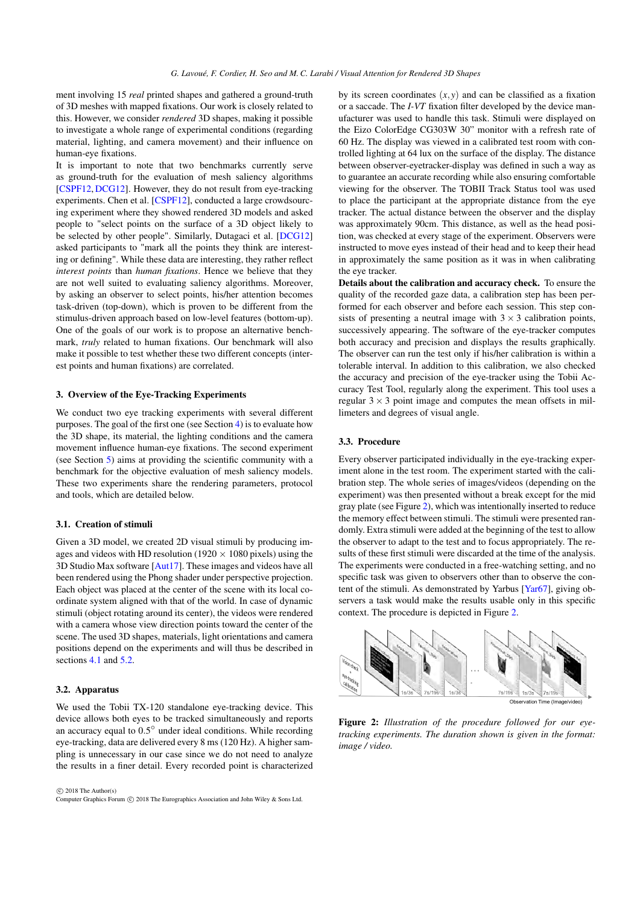ment involving 15 *real* printed shapes and gathered a ground-truth of 3D meshes with mapped fixations. Our work is closely related to this. However, we consider *rendered* 3D shapes, making it possible to investigate a whole range of experimental conditions (regarding material, lighting, and camera movement) and their influence on human-eye fixations.

It is important to note that two benchmarks currently serve as ground-truth for the evaluation of mesh saliency algorithms [CSPF12, DCG12]. However, they do not result from eye-tracking experiments. Chen et al. [CSPF12], conducted a large crowdsourcing experiment where they showed rendered 3D models and asked people to "select points on the surface of a 3D object likely to be selected by other people". Similarly, Dutagaci et al. [DCG12] asked participants to "mark all the points they think are interesting or defining". While these data are interesting, they rather reflect *interest points* than *human fixations*. Hence we believe that they are not well suited to evaluating saliency algorithms. Moreover, by asking an observer to select points, his/her attention becomes task-driven (top-down), which is proven to be different from the stimulus-driven approach based on low-level features (bottom-up). One of the goals of our work is to propose an alternative benchmark, *truly* related to human fixations. Our benchmark will also make it possible to test whether these two different concepts (interest points and human fixations) are correlated.

## 3. Overview of the Eye-Tracking Experiments

We conduct two eye tracking experiments with several different purposes. The goal of the first one (see Section 4) is to evaluate how the 3D shape, its material, the lighting conditions and the camera movement influence human-eye fixations. The second experiment (see Section 5) aims at providing the scientific community with a benchmark for the objective evaluation of mesh saliency models. These two experiments share the rendering parameters, protocol and tools, which are detailed below.

### 3.1. Creation of stimuli

Given a 3D model, we created 2D visual stimuli by producing images and videos with HD resolution (1920 × 1080 pixels) using the 3D Studio Max software [Aut17]. These images and videos have all been rendered using the Phong shader under perspective projection. Each object was placed at the center of the scene with its local coordinate system aligned with that of the world. In case of dynamic stimuli (object rotating around its center), the videos were rendered with a camera whose view direction points toward the center of the scene. The used 3D shapes, materials, light orientations and camera positions depend on the experiments and will thus be described in sections 4.1 and 5.2.

### 3.2. Apparatus

We used the Tobii TX-120 standalone eye-tracking device. This device allows both eyes to be tracked simultaneously and reports an accuracy equal to 0.5° under ideal conditions. While recording eye-tracking, data are delivered every 8 ms (120 Hz). A higher sampling is unnecessary in our case since we do not need to analyze the results in a finer detail. Every recorded point is characterized by its screen coordinates $(x, y)$ and can be classified as a fixation or a saccade. The *I-VT* fixation filter developed by the device manufacturer was used to handle this task. Stimuli were displayed on the Eizo ColorEdge CG303W 30" monitor with a refresh rate of 60 Hz. The display was viewed in a calibrated test room with controlled lighting at 64 lux on the surface of the display. The distance between observer-eyetracker-display was defined in such a way as to guarantee an accurate recording while also ensuring comfortable viewing for the observer. The TOBII Track Status tool was used to place the participant at the appropriate distance from the eye tracker. The actual distance between the observer and the display was approximately 90cm. This distance, as well as the head position, was checked at every stage of the experiment. Observers were instructed to move eyes instead of their head and to keep their head in approximately the same position as it was in when calibrating the eye tracker.

**Details about the calibration and accuracy check.** To ensure the quality of the recorded gaze data, a calibration step has been performed for each observer and before each session. This step consists of presenting a neutral image with 3 × 3 calibration points, successively appearing. The software of the eye-tracker computes both accuracy and precision and displays the results graphically. The observer can run the test only if his/her calibration is within a tolerable interval. In addition to this calibration, we also checked the accuracy and precision of the eye-tracker using the Tobii Accuracy Test Tool, regularly along the experiment. This tool uses a regular 3 × 3 point image and computes the mean offsets in millimeters and degrees of visual angle.

### 3.3. Procedure

Every observer participated individually in the eye-tracking experiment alone in the test room. The experiment started with the calibration step. The whole series of images/videos (depending on the experiment) was then presented without a break except for the mid gray plate (see Figure 2), which was intentionally inserted to reduce the memory effect between stimuli. The stimuli were presented randomly. Extra stimuli were added at the beginning of the test to allow the observer to adapt to the test and to focus appropriately. The results of these first stimuli were discarded at the time of the analysis. The experiments were conducted in a free-watching setting, and no specific task was given to observers other than to observe the content of the stimuli. As demonstrated by Yarbus [Yar67], giving observers a task would make the results usable only in this specific context. The procedure is depicted in Figure 2.

**Figure 2:** *Illustration of the procedure followed for our eye-tracking experiments. The duration shown is given in the format: image / video.*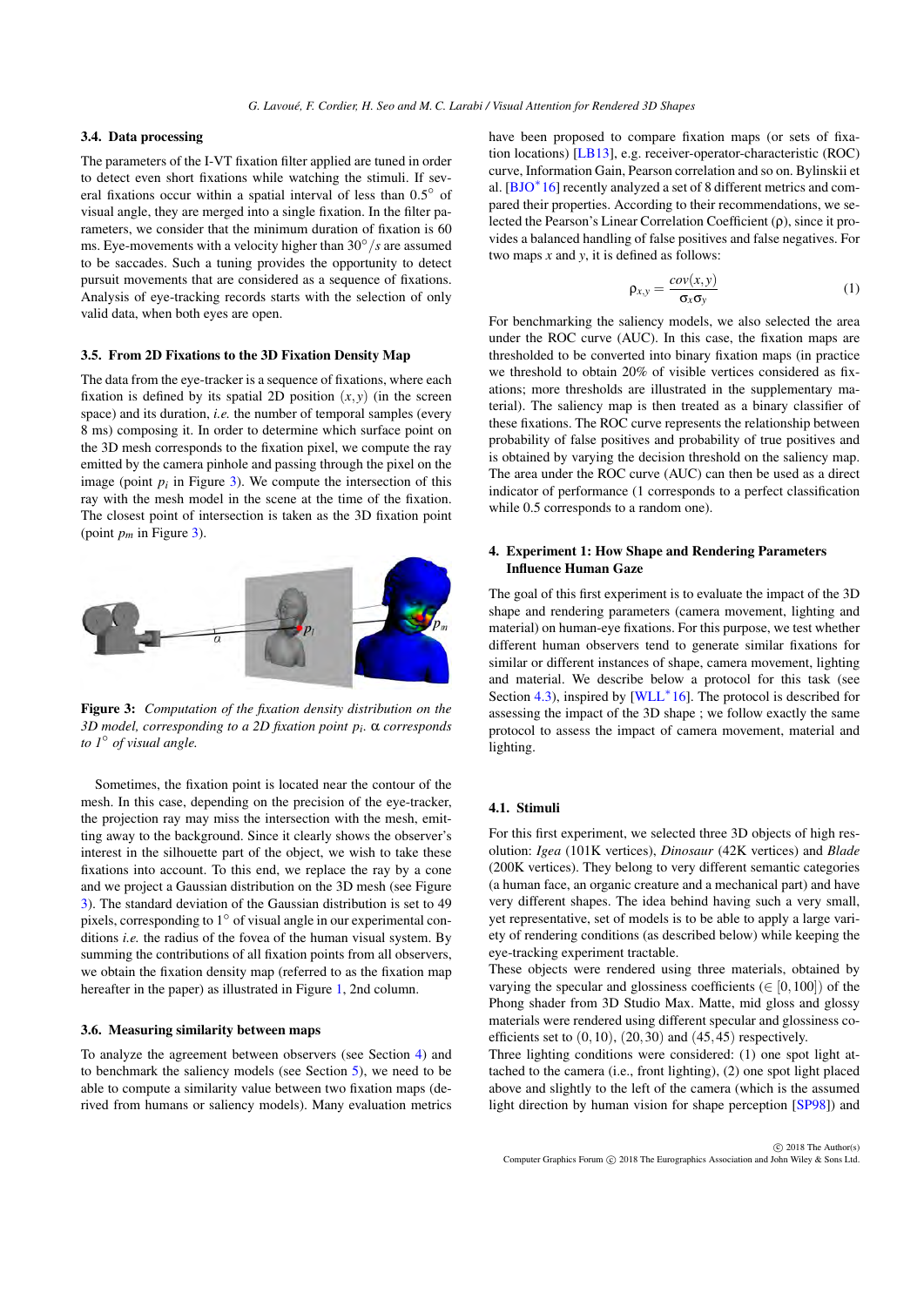### 3.4. Data processing

The parameters of the I-VT fixation filter applied are tuned in order to detect even short fixations while watching the stimuli. If several fixations occur within a spatial interval of less than 0.5° of visual angle, they are merged into a single fixation. In the filter parameters, we consider that the minimum duration of fixation is 60 ms. Eye-movements with a velocity higher than 30°/*s* are assumed to be saccades. Such a tuning provides the opportunity to detect pursuit movements that are considered as a sequence of fixations. Analysis of eye-tracking records starts with the selection of only valid data, when both eyes are open.

### 3.5. From 2D Fixations to the 3D Fixation Density Map

The data from the eye-tracker is a sequence of fixations, where each fixation is defined by its spatial 2D position $(x, y)$ (in the screen space) and its duration, *i.e.* the number of temporal samples (every 8 ms) composing it. In order to determine which surface point on the 3D mesh corresponds to the fixation pixel, we compute the ray emitted by the camera pinhole and passing through the pixel on the image (point $p_i$ in Figure 3). We compute the intersection of this ray with the mesh model in the scene at the time of the fixation. The closest point of intersection is taken as the 3D fixation point (point $p_m$ in Figure 3).

**Figure 3:** *Computation of the fixation density distribution on the 3D model, corresponding to a 2D fixation point $p_i$. α corresponds to 1° of visual angle.*

Sometimes, the fixation point is located near the contour of the mesh. In this case, depending on the precision of the eye-tracker, the projection ray may miss the intersection with the mesh, emitting away to the background. Since it clearly shows the observer's interest in the silhouette part of the object, we wish to take these fixations into account. To this end, we replace the ray by a cone and we project a Gaussian distribution on the 3D mesh (see Figure 3). The standard deviation of the Gaussian distribution is set to 49 pixels, corresponding to 1° of visual angle in our experimental conditions *i.e.* the radius of the fovea of the human visual system. By summing the contributions of all fixation points from all observers, we obtain the fixation density map (referred to as the fixation map hereafter in the paper) as illustrated in Figure 1, 2nd column.

### 3.6. Measuring similarity between maps

To analyze the agreement between observers (see Section 4) and to benchmark the saliency models (see Section 5), we need to be able to compute a similarity value between two fixation maps (derived from humans or saliency models). Many evaluation metrics have been proposed to compare fixation maps (or sets of fixation locations) [LB13], e.g. receiver-operator-characteristic (ROC) curve, Information Gain, Pearson correlation and so on. Bylinskii et al. [BJO*16] recently analyzed a set of 8 different metrics and compared their properties. According to their recommendations, we selected the Pearson's Linear Correlation Coefficient (ρ), since it provides a balanced handling of false positives and false negatives. For two maps $x$ and $y$, it is defined as follows:

$$\rho_{x,y} = \frac{cov(x,y)}{\sigma_x \sigma_y} \qquad (1)$$

For benchmarking the saliency models, we also selected the area under the ROC curve (AUC). In this case, the fixation maps are thresholded to be converted into binary fixation maps (in practice we threshold to obtain 20% of visible vertices considered as fixations; more thresholds are illustrated in the supplementary material). The saliency map is then treated as a binary classifier of these fixations. The ROC curve represents the relationship between probability of false positives and probability of true positives and is obtained by varying the decision threshold on the saliency map. The area under the ROC curve (AUC) can then be used as a direct indicator of performance (1 corresponds to a perfect classification while 0.5 corresponds to a random one).

## 4. Experiment 1: How Shape and Rendering Parameters Influence Human Gaze

The goal of this first experiment is to evaluate the impact of the 3D shape and rendering parameters (camera movement, lighting and material) on human-eye fixations. For this purpose, we test whether different human observers tend to generate similar fixations for similar or different instances of shape, camera movement, lighting and material. We describe below a protocol for this task (see Section 4.3), inspired by [WLL*16]. The protocol is described for assessing the impact of the 3D shape ; we follow exactly the same protocol to assess the impact of camera movement, material and lighting.

### 4.1. Stimuli

For this first experiment, we selected three 3D objects of high resolution: *Igea* (101K vertices), *Dinosaur* (42K vertices) and *Blade* (200K vertices). They belong to very different semantic categories (a human face, an organic creature and a mechanical part) and have very different shapes. The idea behind having such a very small, yet representative, set of models is to be able to apply a large variety of rendering conditions (as described below) while keeping the eye-tracking experiment tractable.

These objects were rendered using three materials, obtained by varying the specular and glossiness coefficients ($\in [0,100]$) of the Phong shader from 3D Studio Max. Matte, mid gloss and glossy materials were rendered using different specular and glossiness coefficients set to $(0,10)$, $(20,30)$ and $(45,45)$ respectively.

Three lighting conditions were considered: (1) one spot light attached to the camera (i.e., front lighting), (2) one spot light placed above and slightly to the left of the camera (which is the assumed light direction by human vision for shape perception [SP98]) and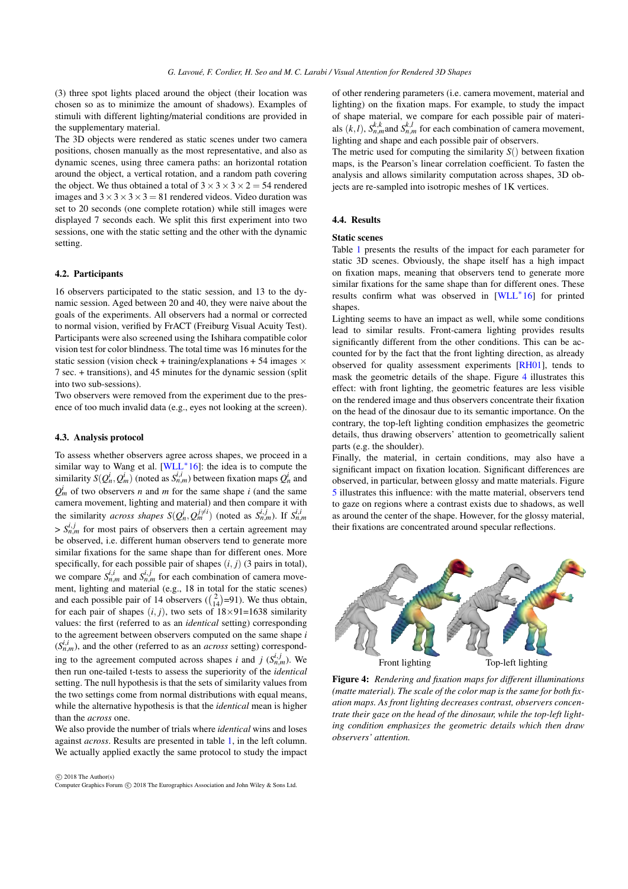(3) three spot lights placed around the object (their location was chosen so as to minimize the amount of shadows). Examples of stimuli with different lighting/material conditions are provided in the supplementary material.

The 3D objects were rendered as static scenes under two camera positions, chosen manually as the most representative, and also as dynamic scenes, using three camera paths: an horizontal rotation around the object, a vertical rotation, and a random path covering the object. We thus obtained a total of $3 \times 3 \times 3 \times 2 = 54$ rendered images and $3 \times 3 \times 3 \times 3 = 81$ rendered videos. Video duration was set to 20 seconds (one complete rotation) while still images were displayed 7 seconds each. We split this first experiment into two sessions, one with the static setting and the other with the dynamic setting.

### 4.2. Participants

16 observers participated to the static session, and 13 to the dynamic session. Aged between 20 and 40, they were naive about the goals of the experiments. All observers had a normal or corrected to normal vision, verified by FrACT (Freiburg Visual Acuity Test). Participants were also screened using the Ishihara compatible color vision test for color blindness. The total time was 16 minutes for the static session (vision check + training/explanations + 54 images $\times$ 7 sec. + transitions), and 45 minutes for the dynamic session (split into two sub-sessions).

Two observers were removed from the experiment due to the presence of too much invalid data (e.g., eyes not looking at the screen).

### 4.3. Analysis protocol

To assess whether observers agree across shapes, we proceed in a similar way to Wang et al. [WLL*16]: the idea is to compute the similarity $S(Q_n^i, Q_m^i)$ (noted as $S_{n,m}^{i,i}$) between fixation maps $Q_n^i$ and $Q_m^i$ of two observers $n$ and $m$ for the same shape $i$ (and the same camera movement, lighting and material) and then compare it with the similarity *across shapes* $S(Q_n^i, Q_m^{j \neq i})$ (noted as $S_{n,m}^{i,j}$). If $S_{n,m}^{i,i} > S_{n,m}^{i,j}$ for most pairs of observers then a certain agreement may be observed, i.e. different human observers tend to generate more similar fixations for the same shape than for different ones. More specifically, for each possible pair of shapes $(i, j)$ (3 pairs in total), we compare $S_{n,m}^{i,i}$ and $S_{n,m}^{i,j}$ for each combination of camera movement, lighting and material (e.g., 18 in total for the static scenes) and each possible pair of 14 observers ($\binom{2}{14}$=91). We thus obtain, for each pair of shapes $(i, j)$, two sets of 18×91=1638 similarity values: the first (referred to as an *identical* setting) corresponding to the agreement between observers computed on the same shape $i$ ($S_{n,m}^{i,i}$), and the other (referred to as an *across* setting) corresponding to the agreement computed across shapes $i$ and $j$ ($S_{n,m}^{i,j}$). We then run one-tailed t-tests to assess the superiority of the *identical* setting. The null hypothesis is that the sets of similarity values from the two settings come from normal distributions with equal means, while the alternative hypothesis is that the *identical* mean is higher than the *across* one.

We also provide the number of trials where *identical* wins and loses against *across*. Results are presented in table 1, in the left column. We actually applied exactly the same protocol to study the impact of other rendering parameters (i.e. camera movement, material and lighting) on the fixation maps. For example, to study the impact of shape material, we compare for each possible pair of materials $(k, l)$, $S_{n,m}^{k,k}$and $S_{n,m}^{k,l}$ for each combination of camera movement, lighting and shape and each possible pair of observers.

The metric used for computing the similarity $S()$ between fixation maps, is the Pearson's linear correlation coefficient. To fasten the analysis and allows similarity computation across shapes, 3D objects are re-sampled into isotropic meshes of 1K vertices.

### 4.4. Results

#### Static scenes

Table 1 presents the results of the impact for each parameter for static 3D scenes. Obviously, the shape itself has a high impact on fixation maps, meaning that observers tend to generate more similar fixations for the same shape than for different ones. These results confirm what was observed in [WLL*16] for printed shapes.

Lighting seems to have an impact as well, while some conditions lead to similar results. Front-camera lighting provides results significantly different from the other conditions. This can be accounted for by the fact that the front lighting direction, as already observed for quality assessment experiments [RH01], tends to mask the geometric details of the shape. Figure 4 illustrates this effect: with front lighting, the geometric features are less visible on the rendered image and thus observers concentrate their fixation on the head of the dinosaur due to its semantic importance. On the contrary, the top-left lighting condition emphasizes the geometric details, thus drawing observers' attention to geometrically salient parts (e.g. the shoulder).

Finally, the material, in certain conditions, may also have a significant impact on fixation location. Significant differences are observed, in particular, between glossy and matte materials. Figure 5 illustrates this influence: with the matte material, observers tend to gaze on regions where a contrast exists due to shadows, as well as around the center of the shape. However, for the glossy material, their fixations are concentrated around specular reflections.

Front lighting                Top-left lighting

**Figure 4:** *Rendering and fixation maps for different illuminations (matte material). The scale of the color map is the same for both fixation maps. As front lighting decreases contrast, observers concentrate their gaze on the head of the dinosaur, while the top-left lighting condition emphasizes the geometric details which then draw observers' attention.*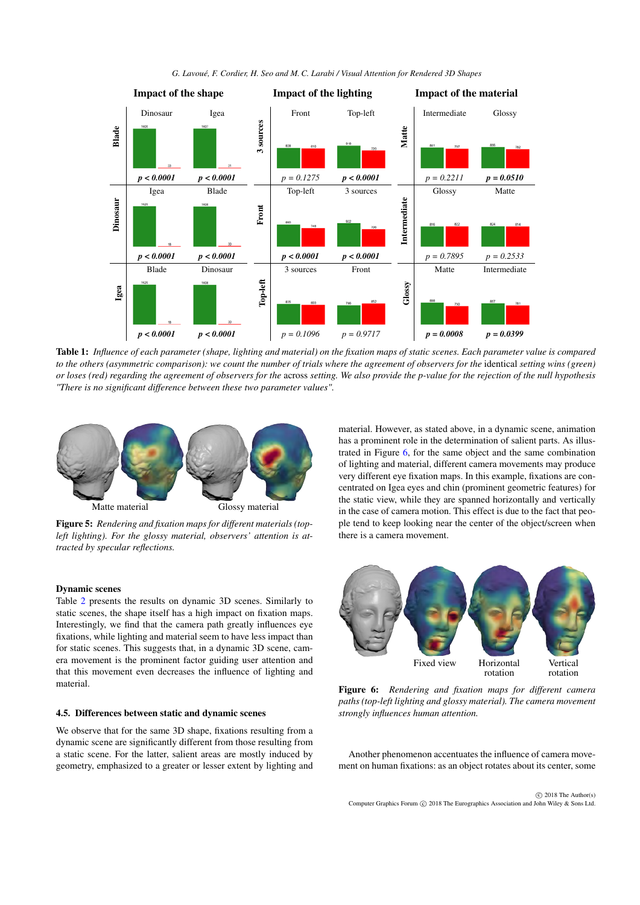**Table 1:** Values are wins (green) / losses (red).

| Impact of the shape | | | Impact of the lighting | | | Impact of the material | | |
|---|---|---|---|---|---|---|---|---|
| | Dinosaur | Igea | | Front | Top-left | | Intermediate | Glossy |
| **Blade** | 1608 / 33 | 1607 / 31 | **3 sources** | 838 / 810 | 918 / 720 | **Matte** | 841 / 797 | 856 / 782 |
| | ***p* < 0.0001** | ***p* < 0.0001** | | $p = 0.1275$ | ***p* < 0.0001** | | $p = 0.2211$ | ***p* = 0.0510** |
| | Igea | Blade | | Top-left | 3 sources | | Glossy | Matte |
| **Dinosaur** | 1624 / 18 | 1608 / 30 | **Front** | 890 / 748 | 932 / 706 | **Intermediate** | 816 / 822 | 824 / 814 |
| | ***p* < 0.0001** | ***p* < 0.0001** | | ***p* < 0.0001** | ***p* < 0.0001** | | $p = 0.7895$ | $p = 0.2533$ |
| | Blade | Dinosaur | | 3 sources | Front | | Matte | Intermediate |
| **Igea** | 1624 / 18 | 1608 / 30 | **Top-left** | 835 / 803 | 786 / 852 | **Glossy** | 888 / 750 | 857 / 781 |
| | ***p* < 0.0001** | ***p* < 0.0001** | | $p = 0.1096$ | $p = 0.9717$ | | ***p* = 0.0008** | ***p* = 0.0399** |

**Table 1:** *Influence of each parameter (shape, lighting and material) on the fixation maps of static scenes. Each parameter value is compared to the others (asymmetric comparison): we count the number of trials where the agreement of observers for the* identical *setting wins (green) or loses (red) regarding the agreement of observers for the* across *setting. We also provide the p-value for the rejection of the null hypothesis "There is no significant difference between these two parameter values".*

Matte material &nbsp;&nbsp;&nbsp; Glossy material

**Figure 5:** *Rendering and fixation maps for different materials (top-left lighting). For the glossy material, observers' attention is attracted by specular reflections.*

**Dynamic scenes**

Table 2 presents the results on dynamic 3D scenes. Similarly to static scenes, the shape itself has a high impact on fixation maps. Interestingly, we find that the camera path greatly influences eye fixations, while lighting and material seem to have less impact than for static scenes. This suggests that, in a dynamic 3D scene, camera movement is the prominent factor guiding user attention and that this movement even decreases the influence of lighting and material.

### 4.5. Differences between static and dynamic scenes

We observe that for the same 3D shape, fixations resulting from a dynamic scene are significantly different from those resulting from a static scene. For the latter, salient areas are mostly induced by geometry, emphasized to a greater or lesser extent by lighting and material. However, as stated above, in a dynamic scene, animation has a prominent role in the determination of salient parts. As illustrated in Figure 6, for the same object and the same combination of lighting and material, different camera movements may produce very different eye fixation maps. In this example, fixations are concentrated on Igea eyes and chin (prominent geometric features) for the static view, while they are spanned horizontally and vertically in the case of camera motion. This effect is due to the fact that people tend to keep looking near the center of the object/screen when there is a camera movement.

Fixed view &nbsp;&nbsp;&nbsp; Horizontal rotation &nbsp;&nbsp;&nbsp; Vertical rotation

**Figure 6:** *Rendering and fixation maps for different camera paths (top-left lighting and glossy material). The camera movement strongly influences human attention.*

Another phenomenon accentuates the influence of camera movement on human fixations: as an object rotates about its center, some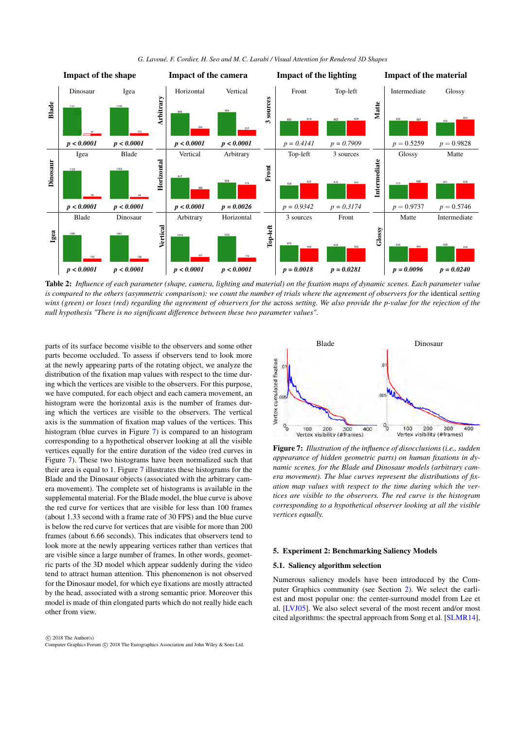**Table 2:** *Influence of each parameter (shape, camera, lighting and material) on the fixation maps of dynamic scenes. Each parameter value is compared to the others (asymmetric comparison): we count the number of trials where the agreement of observers for the* identical *setting wins (green) or loses (red) regarding the agreement of observers for the* across *setting. We also provide the p-value for the rejection of the null hypothesis "There is no significant difference between these two parameter values".*

parts of its surface become visible to the observers and some other parts become occluded. To assess if observers tend to look more at the newly appearing parts of the rotating object, we analyze the distribution of the fixation map values with respect to the time during which the vertices are visible to the observers. For this purpose, we have computed, for each object and each camera movement, an histogram were the horizontal axis is the number of frames during which the vertices are visible to the observers. The vertical axis is the summation of fixation map values of the vertices. This histogram (blue curves in Figure 7) is compared to an histogram corresponding to a hypothetical observer looking at all the visible vertices equally for the entire duration of the video (red curves in Figure 7). These two histograms have been normalized such that their area is equal to 1. Figure 7 illustrates these histograms for the Blade and the Dinosaur objects (associated with the arbitrary camera movement). The complete set of histograms is available in the supplemental material. For the Blade model, the blue curve is above the red curve for vertices that are visible for less than 100 frames (about 1.33 second with a frame rate of 30 FPS) and the blue curve is below the red curve for vertices that are visible for more than 200 frames (about 6.66 seconds). This indicates that observers tend to look more at the newly appearing vertices rather than vertices that are visible since a large number of frames. In other words, geometric parts of the 3D model which appear suddenly during the video tend to attract human attention. This phenomenon is not observed for the Dinosaur model, for which eye fixations are mostly attracted by the head, associated with a strong semantic prior. Moreover this model is made of thin elongated parts which do not really hide each other from view.

**Figure 7:** *Illustration of the influence of disocclusions (i.e., sudden appearance of hidden geometric parts) on human fixations in dynamic scenes, for the Blade and Dinosaur models (arbitrary camera movement). The blue curves represent the distributions of fixation map values with respect to the time during which the vertices are visible to the observers. The red curve is the histogram corresponding to a hypothetical observer looking at all the visible vertices equally.*

## 5. Experiment 2: Benchmarking Saliency Models

### 5.1. Saliency algorithm selection

Numerous saliency models have been introduced by the Computer Graphics community (see Section 2). We select the earliest and most popular one: the center-surround model from Lee et al. [LVJ05]. We also select several of the most recent and/or most cited algorithms: the spectral approach from Song et al. [SLMR14],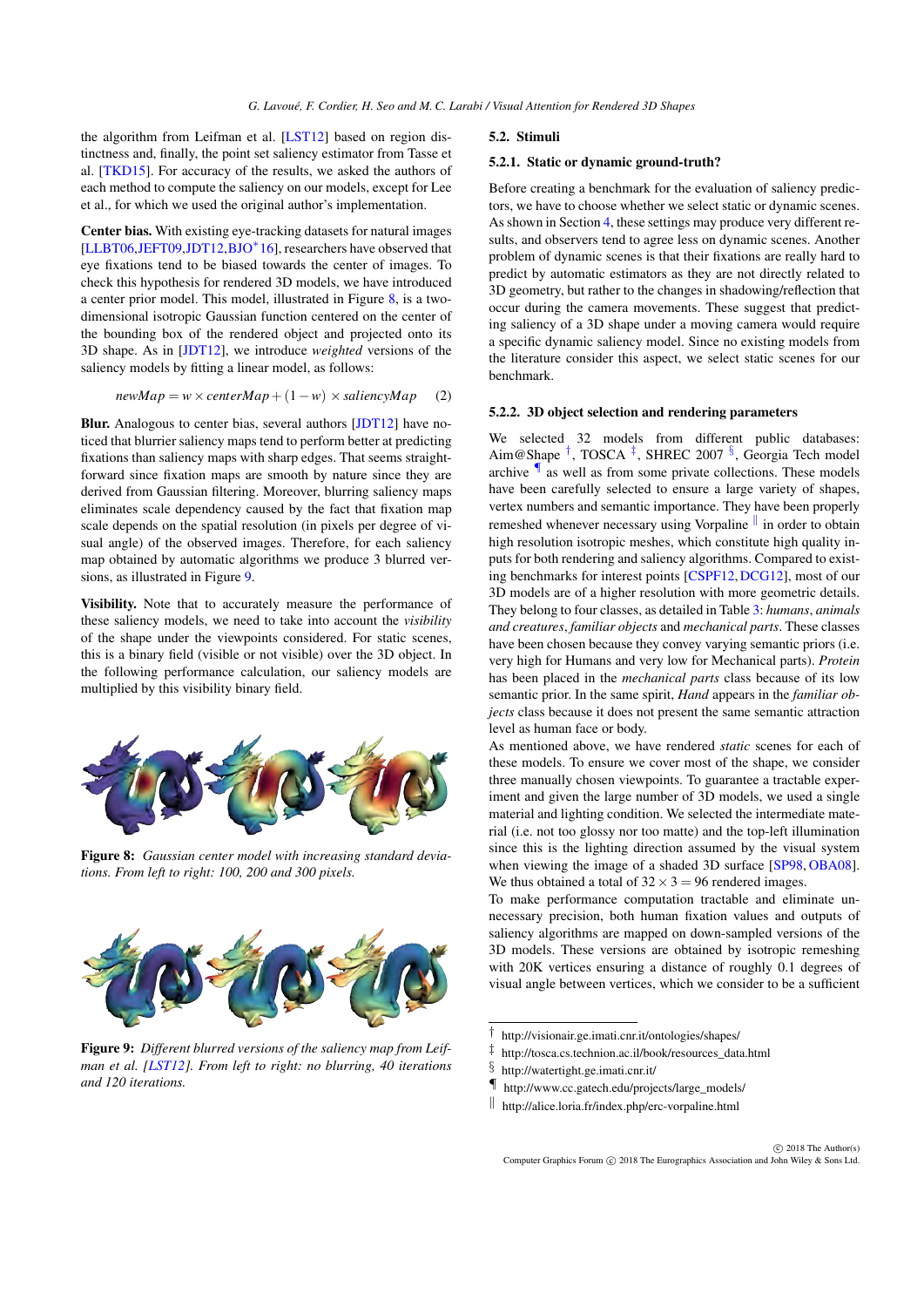the algorithm from Leifman et al. [LST12] based on region distinctness and, finally, the point set saliency estimator from Tasse et al. [TKD15]. For accuracy of the results, we asked the authors of each method to compute the saliency on our models, except for Lee et al., for which we used the original author's implementation.

**Center bias.** With existing eye-tracking datasets for natural images [LLBT06,JEFT09,JDT12,BJO*16], researchers have observed that eye fixations tend to be biased towards the center of images. To check this hypothesis for rendered 3D models, we have introduced a center prior model. This model, illustrated in Figure 8, is a two-dimensional isotropic Gaussian function centered on the center of the bounding box of the rendered object and projected onto its 3D shape. As in [JDT12], we introduce *weighted* versions of the saliency models by fitting a linear model, as follows:

$$newMap = w \times centerMap + (1-w) \times saliencyMap \quad (2)$$

**Blur.** Analogous to center bias, several authors [JDT12] have noticed that blurrier saliency maps tend to perform better at predicting fixations than saliency maps with sharp edges. That seems straightforward since fixation maps are smooth by nature since they are derived from Gaussian filtering. Moreover, blurring saliency maps eliminates scale dependency caused by the fact that fixation map scale depends on the spatial resolution (in pixels per degree of visual angle) of the observed images. Therefore, for each saliency map obtained by automatic algorithms we produce 3 blurred versions, as illustrated in Figure 9.

**Visibility.** Note that to accurately measure the performance of these saliency models, we need to take into account the *visibility* of the shape under the viewpoints considered. For static scenes, this is a binary field (visible or not visible) over the 3D object. In the following performance calculation, our saliency models are multiplied by this visibility binary field.

**Figure 8:** *Gaussian center model with increasing standard deviations. From left to right: 100, 200 and 300 pixels.*

**Figure 9:** *Different blurred versions of the saliency map from Leifman et al. [LST12]. From left to right: no blurring, 40 iterations and 120 iterations.*

## 5.2. Stimuli

### 5.2.1. Static or dynamic ground-truth?

Before creating a benchmark for the evaluation of saliency predictors, we have to choose whether we select static or dynamic scenes. As shown in Section 4, these settings may produce very different results, and observers tend to agree less on dynamic scenes. Another problem of dynamic scenes is that their fixations are really hard to predict by automatic estimators as they are not directly related to 3D geometry, but rather to the changes in shadowing/reflection that occur during the camera movements. These suggest that predicting saliency of a 3D shape under a moving camera would require a specific dynamic saliency model. Since no existing models from the literature consider this aspect, we select static scenes for our benchmark.

### 5.2.2. 3D object selection and rendering parameters

We selected 32 models from different public databases: Aim@Shape [†], TOSCA [‡], SHREC 2007 [§], Georgia Tech model archive [¶] as well as from some private collections. These models have been carefully selected to ensure a large variety of shapes, vertex numbers and semantic importance. They have been properly remeshed whenever necessary using Vorpaline [‖] in order to obtain high resolution isotropic meshes, which constitute high quality inputs for both rendering and saliency algorithms. Compared to existing benchmarks for interest points [CSPF12, DCG12], most of our 3D models are of a higher resolution with more geometric details. They belong to four classes, as detailed in Table 3: *humans*, *animals and creatures*, *familiar objects* and *mechanical parts*. These classes have been chosen because they convey varying semantic priors (i.e. very high for Humans and very low for Mechanical parts). *Protein* has been placed in the *mechanical parts* class because of its low semantic prior. In the same spirit, *Hand* appears in the *familiar objects* class because it does not present the same semantic attraction level as human face or body.

As mentioned above, we have rendered *static* scenes for each of these models. To ensure we cover most of the shape, we consider three manually chosen viewpoints. To guarantee a tractable experiment and given the large number of 3D models, we used a single material and lighting condition. We selected the intermediate material (i.e. not too glossy nor too matte) and the top-left illumination since this is the lighting direction assumed by the visual system when viewing the image of a shaded 3D surface [SP98, OBA08]. We thus obtained a total of $32 \times 3 = 96$ rendered images.

To make performance computation tractable and eliminate unnecessary precision, both human fixation values and outputs of saliency algorithms are mapped on down-sampled versions of the 3D models. These versions are obtained by isotropic remeshing with 20K vertices ensuring a distance of roughly 0.1 degrees of visual angle between vertices, which we consider to be a sufficient

[†] http://visionair.ge.imati.cnr.it/ontologies/shapes/

[‡] http://tosca.cs.technion.ac.il/book/resources_data.html

[§] http://watertight.ge.imati.cnr.it/

[¶] http://www.cc.gatech.edu/projects/large_models/

[‖] http://alice.loria.fr/index.php/erc-vorpaline.html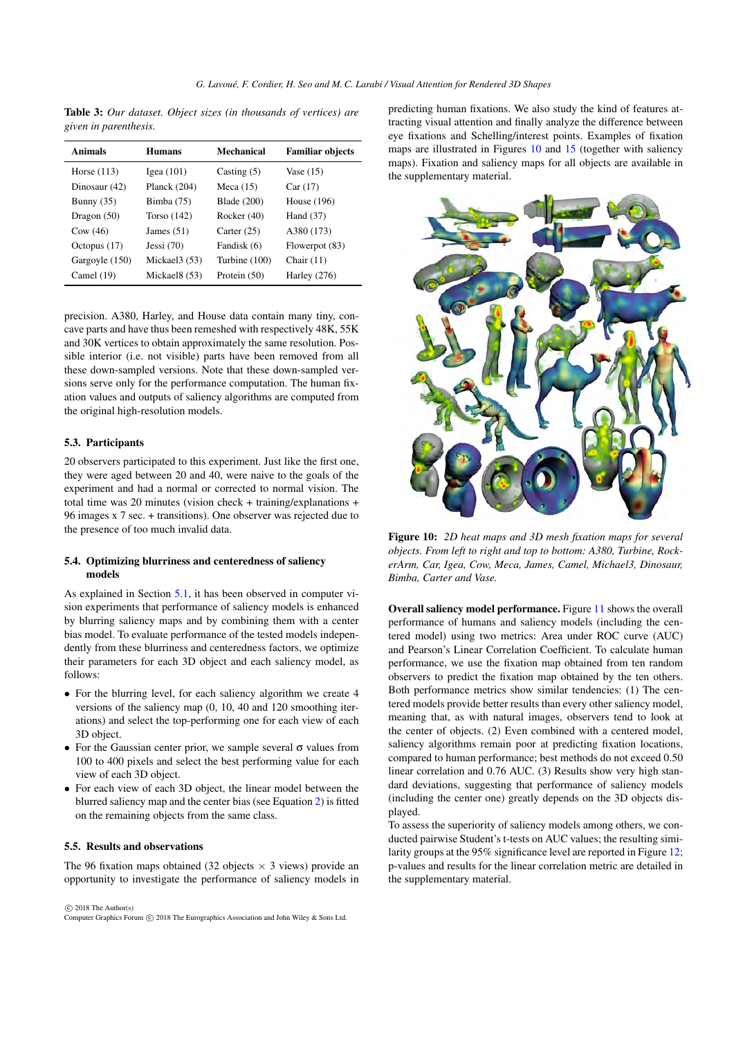**Table 3:** *Our dataset. Object sizes (in thousands of vertices) are given in parenthesis.*

| Animals | Humans | Mechanical | Familiar objects |
|---|---|---|---|
| Horse (113) | Igea (101) | Casting (5) | Vase (15) |
| Dinosaur (42) | Planck (204) | Meca (15) | Car (17) |
| Bunny (35) | Bimba (75) | Blade (200) | House (196) |
| Dragon (50) | Torso (142) | Rocker (40) | Hand (37) |
| Cow (46) | James (51) | Carter (25) | A380 (173) |
| Octopus (17) | Jessi (70) | Fandisk (6) | Flowerpot (83) |
| Gargoyle (150) | Mickael3 (53) | Turbine (100) | Chair (11) |
| Camel (19) | Mickael8 (53) | Protein (50) | Harley (276) |

precision. A380, Harley, and House data contain many tiny, concave parts and have thus been remeshed with respectively 48K, 55K and 30K vertices to obtain approximately the same resolution. Possible interior (i.e. not visible) parts have been removed from all these down-sampled versions. Note that these down-sampled versions serve only for the performance computation. The human fixation values and outputs of saliency algorithms are computed from the original high-resolution models.

### 5.3. Participants

20 observers participated to this experiment. Just like the first one, they were aged between 20 and 40, were naive to the goals of the experiment and had a normal or corrected to normal vision. The total time was 20 minutes (vision check + training/explanations + 96 images x 7 sec. + transitions). One observer was rejected due to the presence of too much invalid data.

### 5.4. Optimizing blurriness and centeredness of saliency models

As explained in Section 5.1, it has been observed in computer vision experiments that performance of saliency models is enhanced by blurring saliency maps and by combining them with a center bias model. To evaluate performance of the tested models independently from these blurriness and centeredness factors, we optimize their parameters for each 3D object and each saliency model, as follows:

- For the blurring level, for each saliency algorithm we create 4 versions of the saliency map (0, 10, 40 and 120 smoothing iterations) and select the top-performing one for each view of each 3D object.
- For the Gaussian center prior, we sample several $\sigma$ values from 100 to 400 pixels and select the best performing value for each view of each 3D object.
- For each view of each 3D object, the linear model between the blurred saliency map and the center bias (see Equation 2) is fitted on the remaining objects from the same class.

### 5.5. Results and observations

The 96 fixation maps obtained (32 objects $\times$ 3 views) provide an opportunity to investigate the performance of saliency models in predicting human fixations. We also study the kind of features attracting visual attention and finally analyze the difference between eye fixations and Schelling/interest points. Examples of fixation maps are illustrated in Figures 10 and 15 (together with saliency maps). Fixation and saliency maps for all objects are available in the supplementary material.

**Figure 10:** *2D heat maps and 3D mesh fixation maps for several objects. From left to right and top to bottom: A380, Turbine, RockerArm, Car, Igea, Cow, Meca, James, Camel, Michael3, Dinosaur, Bimba, Carter and Vase.*

**Overall saliency model performance.** Figure 11 shows the overall performance of humans and saliency models (including the centered model) using two metrics: Area under ROC curve (AUC) and Pearson's Linear Correlation Coefficient. To calculate human performance, we use the fixation map obtained from ten random observers to predict the fixation map obtained by the ten others. Both performance metrics show similar tendencies: (1) The centered models provide better results than every other saliency model, meaning that, as with natural images, observers tend to look at the center of objects. (2) Even combined with a centered model, saliency algorithms remain poor at predicting fixation locations, compared to human performance; best methods do not exceed 0.50 linear correlation and 0.76 AUC. (3) Results show very high standard deviations, suggesting that performance of saliency models (including the center one) greatly depends on the 3D objects displayed.

To assess the superiority of saliency models among others, we conducted pairwise Student's t-tests on AUC values; the resulting similarity groups at the 95% significance level are reported in Figure 12; p-values and results for the linear correlation metric are detailed in the supplementary material.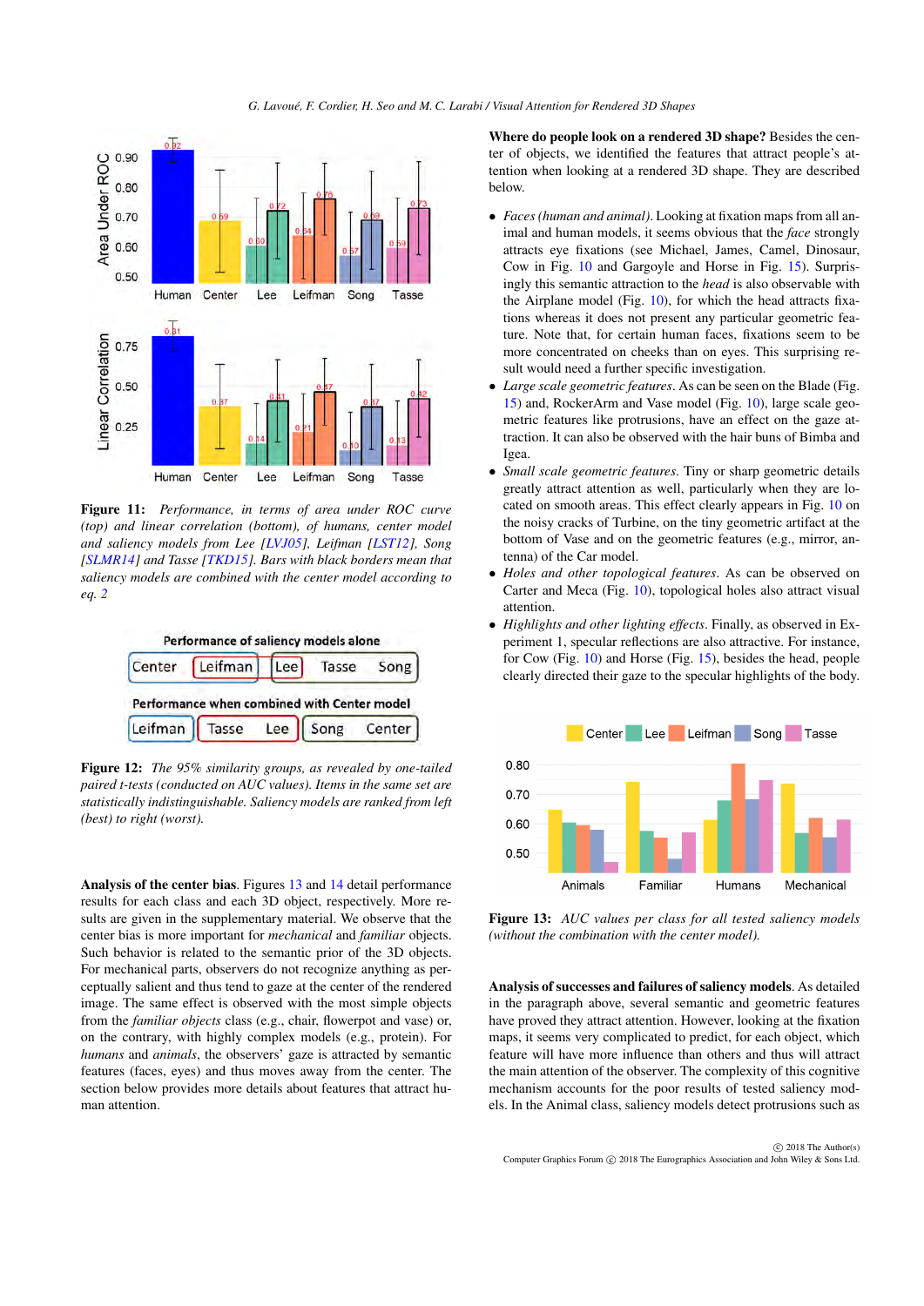**Figure 11:** *Performance, in terms of area under ROC curve (top) and linear correlation (bottom), of humans, center model and saliency models from Lee [LVJ05], Leifman [LST12], Song [SLMR14] and Tasse [TKD15]. Bars with black borders mean that saliency models are combined with the center model according to eq. 2*

**Figure 12:** *The 95% similarity groups, as revealed by one-tailed paired t-tests (conducted on AUC values). Items in the same set are statistically indistinguishable. Saliency models are ranked from left (best) to right (worst).*

**Analysis of the center bias**. Figures 13 and 14 detail performance results for each class and each 3D object, respectively. More results are given in the supplementary material. We observe that the center bias is more important for *mechanical* and *familiar* objects. Such behavior is related to the semantic prior of the 3D objects. For mechanical parts, observers do not recognize anything as perceptually salient and thus tend to gaze at the center of the rendered image. The same effect is observed with the most simple objects from the *familiar objects* class (e.g., chair, flowerpot and vase) or, on the contrary, with highly complex models (e.g., protein). For *humans* and *animals*, the observers' gaze is attracted by semantic features (faces, eyes) and thus moves away from the center. The section below provides more details about features that attract human attention.

**Where do people look on a rendered 3D shape?** Besides the center of objects, we identified the features that attract people's attention when looking at a rendered 3D shape. They are described below.

- *Faces (human and animal)*. Looking at fixation maps from all animal and human models, it seems obvious that the *face* strongly attracts eye fixations (see Michael, James, Camel, Dinosaur, Cow in Fig. 10 and Gargoyle and Horse in Fig. 15). Surprisingly this semantic attraction to the *head* is also observable with the Airplane model (Fig. 10), for which the head attracts fixations whereas it does not present any particular geometric feature. Note that, for certain human faces, fixations seem to be more concentrated on cheeks than on eyes. This surprising result would need a further specific investigation.
- *Large scale geometric features*. As can be seen on the Blade (Fig. 15) and, RockerArm and Vase model (Fig. 10), large scale geometric features like protrusions, have an effect on the gaze attraction. It can also be observed with the hair buns of Bimba and Igea.
- *Small scale geometric features*. Tiny or sharp geometric details greatly attract attention as well, particularly when they are located on smooth areas. This effect clearly appears in Fig. 10 on the noisy cracks of Turbine, on the tiny geometric artifact at the bottom of Vase and on the geometric features (e.g., mirror, antenna) of the Car model.
- *Holes and other topological features*. As can be observed on Carter and Meca (Fig. 10), topological holes also attract visual attention.
- *Highlights and other lighting effects*. Finally, as observed in Experiment 1, specular reflections are also attractive. For instance, for Cow (Fig. 10) and Horse (Fig. 15), besides the head, people clearly directed their gaze to the specular highlights of the body.

**Figure 13:** *AUC values per class for all tested saliency models (without the combination with the center model).*

**Analysis of successes and failures of saliency models**. As detailed in the paragraph above, several semantic and geometric features have proved they attract attention. However, looking at the fixation maps, it seems very complicated to predict, for each object, which feature will have more influence than others and thus will attract the main attention of the observer. The complexity of this cognitive mechanism accounts for the poor results of tested saliency models. In the Animal class, saliency models detect protrusions such as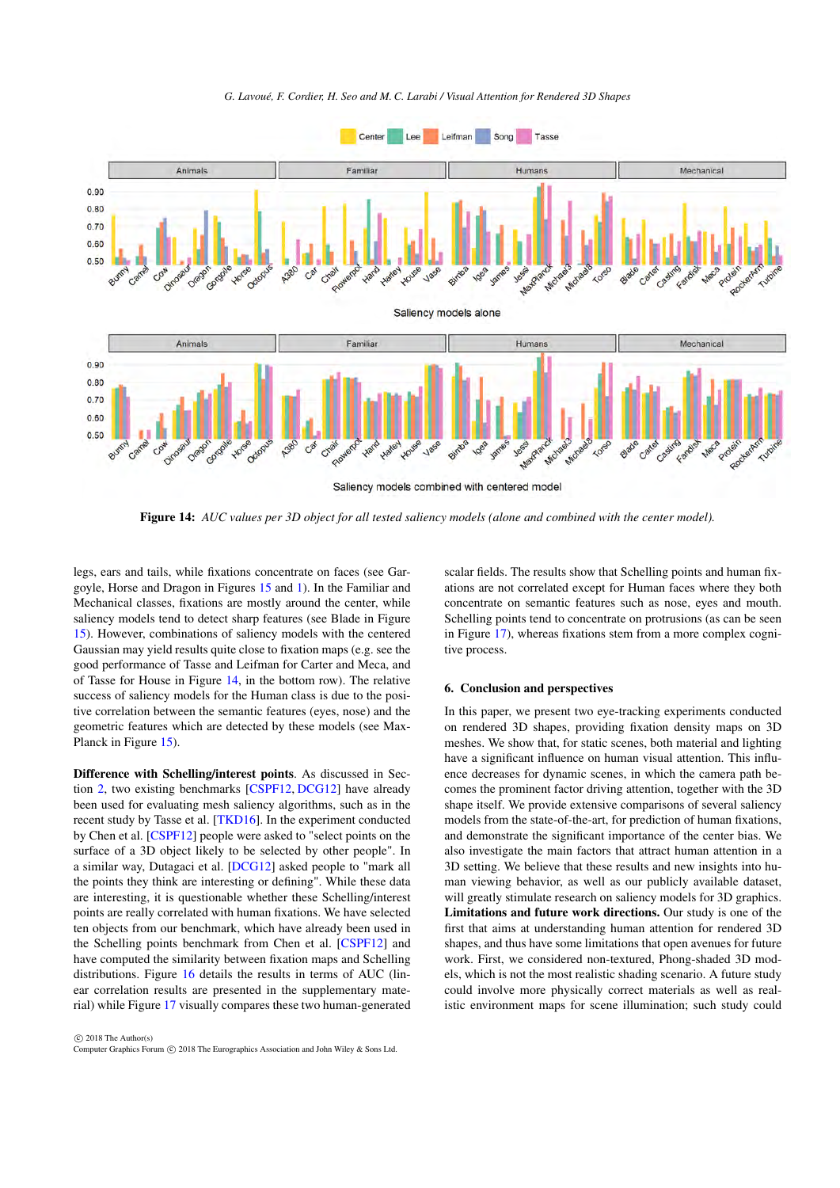**Figure 14:** *AUC values per 3D object for all tested saliency models (alone and combined with the center model).*

legs, ears and tails, while fixations concentrate on faces (see Gargoyle, Horse and Dragon in Figures 15 and 1). In the Familiar and Mechanical classes, fixations are mostly around the center, while saliency models tend to detect sharp features (see Blade in Figure 15). However, combinations of saliency models with the centered Gaussian may yield results quite close to fixation maps (e.g. see the good performance of Tasse and Leifman for Carter and Meca, and of Tasse for House in Figure 14, in the bottom row). The relative success of saliency models for the Human class is due to the positive correlation between the semantic features (eyes, nose) and the geometric features which are detected by these models (see MaxPlanck in Figure 15).

**Difference with Schelling/interest points**. As discussed in Section 2, two existing benchmarks [CSPF12, DCG12] have already been used for evaluating mesh saliency algorithms, such as in the recent study by Tasse et al. [TKD16]. In the experiment conducted by Chen et al. [CSPF12] people were asked to "select points on the surface of a 3D object likely to be selected by other people". In a similar way, Dutagaci et al. [DCG12] asked people to "mark all the points they think are interesting or defining". While these data are interesting, it is questionable whether these Schelling/interest points are really correlated with human fixations. We have selected ten objects from our benchmark, which have already been used in the Schelling points benchmark from Chen et al. [CSPF12] and have computed the similarity between fixation maps and Schelling distributions. Figure 16 details the results in terms of AUC (linear correlation results are presented in the supplementary material) while Figure 17 visually compares these two human-generated scalar fields. The results show that Schelling points and human fixations are not correlated except for Human faces where they both concentrate on semantic features such as nose, eyes and mouth. Schelling points tend to concentrate on protrusions (as can be seen in Figure 17), whereas fixations stem from a more complex cognitive process.

## 6. Conclusion and perspectives

In this paper, we present two eye-tracking experiments conducted on rendered 3D shapes, providing fixation density maps on 3D meshes. We show that, for static scenes, both material and lighting have a significant influence on human visual attention. This influence decreases for dynamic scenes, in which the camera path becomes the prominent factor driving attention, together with the 3D shape itself. We provide extensive comparisons of several saliency models from the state-of-the-art, for prediction of human fixations, and demonstrate the significant importance of the center bias. We also investigate the main factors that attract human attention in a 3D setting. We believe that these results and new insights into human viewing behavior, as well as our publicly available dataset, will greatly stimulate research on saliency models for 3D graphics. **Limitations and future work directions.** Our study is one of the first that aims at understanding human attention for rendered 3D shapes, and thus have some limitations that open avenues for future work. First, we considered non-textured, Phong-shaded 3D models, which is not the most realistic shading scenario. A future study could involve more physically correct materials as well as realistic environment maps for scene illumination; such study could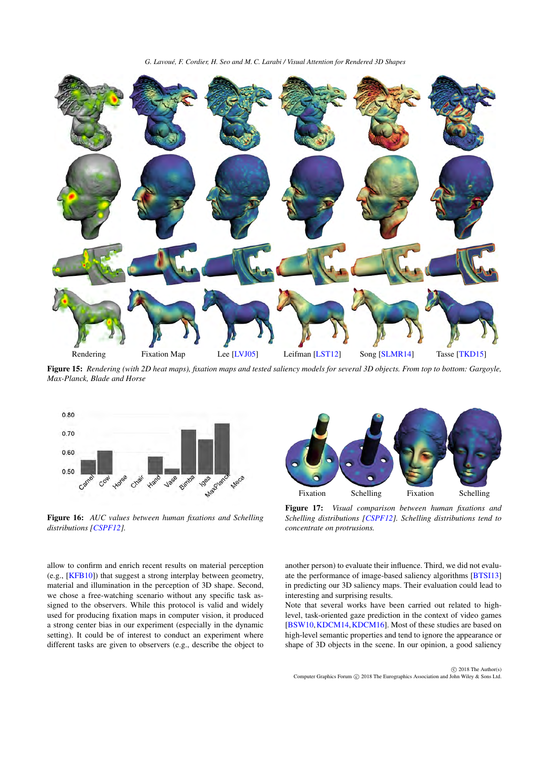Rendering Fixation Map Lee [LVJ05] Leifman [LST12] Song [SLMR14] Tasse [TKD15]

**Figure 15:** *Rendering (with 2D heat maps), fixation maps and tested saliency models for several 3D objects. From top to bottom: Gargoyle, Max-Planck, Blade and Horse*

**Figure 16:** *AUC values between human fixations and Schelling distributions [CSPF12].*

Fixation Schelling Fixation Schelling

**Figure 17:** *Visual comparison between human fixations and Schelling distributions [CSPF12]. Schelling distributions tend to concentrate on protrusions.*

allow to confirm and enrich recent results on material perception (e.g., [KFB10]) that suggest a strong interplay between geometry, material and illumination in the perception of 3D shape. Second, we chose a free-watching scenario without any specific task assigned to the observers. While this protocol is valid and widely used for producing fixation maps in computer vision, it produced a strong center bias in our experiment (especially in the dynamic setting). It could be of interest to conduct an experiment where different tasks are given to observers (e.g., describe the object to another person) to evaluate their influence. Third, we did not evaluate the performance of image-based saliency algorithms [BTSI13] in predicting our 3D saliency maps. Their evaluation could lead to interesting and surprising results.

Note that several works have been carried out related to high-level, task-oriented gaze prediction in the context of video games [BSW10, KDCM14, KDCM16]. Most of these studies are based on high-level semantic properties and tend to ignore the appearance or shape of 3D objects in the scene. In our opinion, a good saliency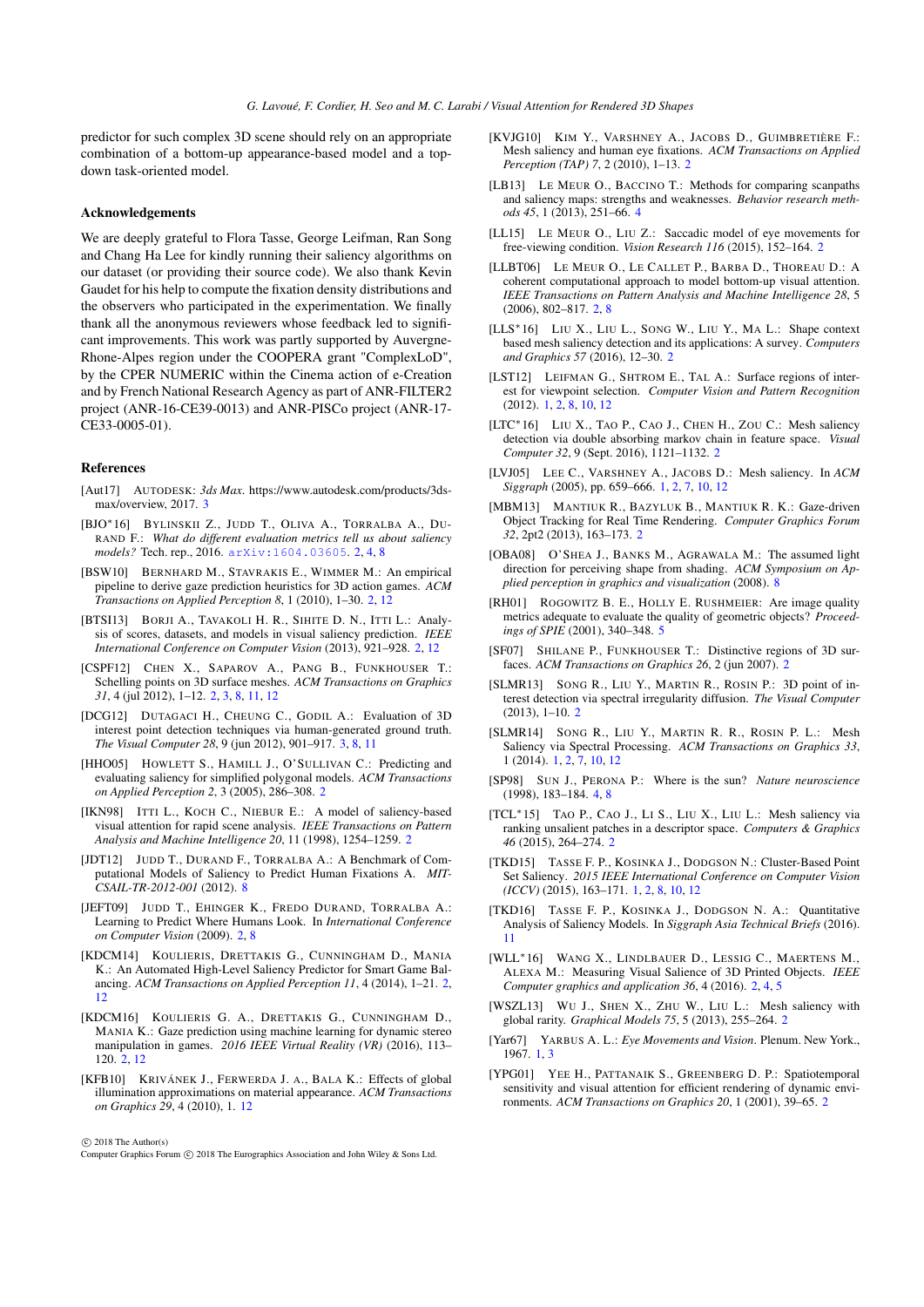predictor for such complex 3D scene should rely on an appropriate combination of a bottom-up appearance-based model and a top-down task-oriented model.

### Acknowledgements

We are deeply grateful to Flora Tasse, George Leifman, Ran Song and Chang Ha Lee for kindly running their saliency algorithms on our dataset (or providing their source code). We also thank Kevin Gaudet for his help to compute the fixation density distributions and the observers who participated in the experimentation. We finally thank all the anonymous reviewers whose feedback led to significant improvements. This work was partly supported by Auvergne-Rhone-Alpes region under the COOPERA grant "ComplexLoD", by the CPER NUMERIC within the Cinema action of e-Creation and by French National Research Agency as part of ANR-FILTER2 project (ANR-16-CE39-0013) and ANR-PISCo project (ANR-17-CE33-0005-01).

### References

[Aut17] AUTODESK: *3ds Max*. https://www.autodesk.com/products/3ds-max/overview, 2017. 3

[BJO*16] BYLINSKII Z., JUDD T., OLIVA A., TORRALBA A., DURAND F.: *What do different evaluation metrics tell us about saliency models?* Tech. rep., 2016. arXiv:1604.03605. 2, 4, 8

[BSW10] BERNHARD M., STAVRAKIS E., WIMMER M.: An empirical pipeline to derive gaze prediction heuristics for 3D action games. *ACM Transactions on Applied Perception 8*, 1 (2010), 1–30. 2, 12

[BTSI13] BORJI A., TAVAKOLI H. R., SIHITE D. N., ITTI L.: Analysis of scores, datasets, and models in visual saliency prediction. *IEEE International Conference on Computer Vision* (2013), 921–928. 2, 12

[CSPF12] CHEN X., SAPAROV A., PANG B., FUNKHOUSER T.: Schelling points on 3D surface meshes. *ACM Transactions on Graphics 31*, 4 (jul 2012), 1–12. 2, 3, 8, 11, 12

[DCG12] DUTAGACI H., CHEUNG C., GODIL A.: Evaluation of 3D interest point detection techniques via human-generated ground truth. *The Visual Computer 28*, 9 (jun 2012), 901–917. 3, 8, 11

[HHO05] HOWLETT S., HAMILL J., O'SULLIVAN C.: Predicting and evaluating saliency for simplified polygonal models. *ACM Transactions on Applied Perception 2*, 3 (2005), 286–308. 2

[IKN98] ITTI L., KOCH C., NIEBUR E.: A model of saliency-based visual attention for rapid scene analysis. *IEEE Transactions on Pattern Analysis and Machine Intelligence 20*, 11 (1998), 1254–1259. 2

[JDT12] JUDD T., DURAND F., TORRALBA A.: A Benchmark of Computational Models of Saliency to Predict Human Fixations A. *MIT-CSAIL-TR-2012-001* (2012). 8

[JEFT09] JUDD T., EHINGER K., FREDO DURAND, TORRALBA A.: Learning to Predict Where Humans Look. In *International Conference on Computer Vision* (2009). 2, 8

[KDCM14] KOULIERIS G., DRETTAKIS G., CUNNINGHAM D., MANIA K.: An Automated High-Level Saliency Predictor for Smart Game Balancing. *ACM Transactions on Applied Perception 11*, 4 (2014), 1–21. 2, 12

[KDCM16] KOULIERIS G. A., DRETTAKIS G., CUNNINGHAM D., MANIA K.: Gaze prediction using machine learning for dynamic stereo manipulation in games. *2016 IEEE Virtual Reality (VR)* (2016), 113–120. 2, 12

[KFB10] KRIVÁNEK J., FERWERDA J. A., BALA K.: Effects of global illumination approximations on material appearance. *ACM Transactions on Graphics 29*, 4 (2010), 1. 12

[KVJG10] KIM Y., VARSHNEY A., JACOBS D., GUIMBRETIÈRE F.: Mesh saliency and human eye fixations. *ACM Transactions on Applied Perception (TAP) 7*, 2 (2010), 1–13. 2

[LB13] LE MEUR O., BACCINO T.: Methods for comparing scanpaths and saliency maps: strengths and weaknesses. *Behavior research methods 45*, 1 (2013), 251–66. 4

[LL15] LE MEUR O., LIU Z.: Saccadic model of eye movements for free-viewing condition. *Vision Research 116* (2015), 152–164. 2

[LLBT06] LE MEUR O., LE CALLET P., BARBA D., THOREAU D.: A coherent computational approach to model bottom-up visual attention. *IEEE Transactions on Pattern Analysis and Machine Intelligence 28*, 5 (2006), 802–817. 2, 8

[LLS*16] LIU X., LIU L., SONG W., LIU Y., MA L.: Shape context based mesh saliency detection and its applications: A survey. *Computers and Graphics 57* (2016), 12–30. 2

[LST12] LEIFMAN G., SHTROM E., TAL A.: Surface regions of interest for viewpoint selection. *Computer Vision and Pattern Recognition* (2012). 1, 2, 8, 10, 12

[LTC*16] LIU X., TAO P., CAO J., CHEN H., ZOU C.: Mesh saliency detection via double absorbing markov chain in feature space. *Visual Computer 32*, 9 (Sept. 2016), 1121–1132. 2

[LVJ05] LEE C., VARSHNEY A., JACOBS D.: Mesh saliency. In *ACM Siggraph* (2005), pp. 659–666. 1, 2, 7, 10, 12

[MBM13] MANTIUK R., BAZYLUK B., MANTIUK R. K.: Gaze-driven Object Tracking for Real Time Rendering. *Computer Graphics Forum 32*, 2pt2 (2013), 163–173. 2

[OBA08] O'SHEA J., BANKS M., AGRAWALA M.: The assumed light direction for perceiving shape from shading. *ACM Symposium on Applied perception in graphics and visualization* (2008). 8

[RH01] ROGOWITZ B. E., HOLLY E. RUSHMEIER: Are image quality metrics adequate to evaluate the quality of geometric objects? *Proceedings of SPIE* (2001), 340–348. 5

[SF07] SHILANE P., FUNKHOUSER T.: Distinctive regions of 3D surfaces. *ACM Transactions on Graphics 26*, 2 (jun 2007). 2

[SLMR13] SONG R., LIU Y., MARTIN R., ROSIN P.: 3D point of interest detection via spectral irregularity diffusion. *The Visual Computer* (2013), 1–10. 2

[SLMR14] SONG R., LIU Y., MARTIN R. R., ROSIN P. L.: Mesh Saliency via Spectral Processing. *ACM Transactions on Graphics 33*, 1 (2014). 1, 2, 7, 10, 12

[SP98] SUN J., PERONA P.: Where is the sun? *Nature neuroscience* (1998), 183–184. 4, 8

[TCL*15] TAO P., CAO J., LI S., LIU X., LIU L.: Mesh saliency via ranking unsalient patches in a descriptor space. *Computers & Graphics 46* (2015), 264–274. 2

[TKD15] TASSE F. P., KOSINKA J., DODGSON N.: Cluster-Based Point Set Saliency. *2015 IEEE International Conference on Computer Vision (ICCV)* (2015), 163–171. 1, 2, 8, 10, 12

[TKD16] TASSE F. P., KOSINKA J., DODGSON N. A.: Quantitative Analysis of Saliency Models. In *Siggraph Asia Technical Briefs* (2016). 11

[WLL*16] WANG X., LINDLBAUER D., LESSIG C., MAERTENS M., ALEXA M.: Measuring Visual Salience of 3D Printed Objects. *IEEE Computer graphics and application 36*, 4 (2016). 2, 4, 5

[WSZL13] WU J., SHEN X., ZHU W., LIU L.: Mesh saliency with global rarity. *Graphical Models 75*, 5 (2013), 255–264. 2

[Yar67] YARBUS A. L.: *Eye Movements and Vision*. Plenum. New York., 1967. 1, 3

[YPG01] YEE H., PATTANAIK S., GREENBERG D. P.: Spatiotemporal sensitivity and visual attention for efficient rendering of dynamic environments. *ACM Transactions on Graphics 20*, 1 (2001), 39–65. 2